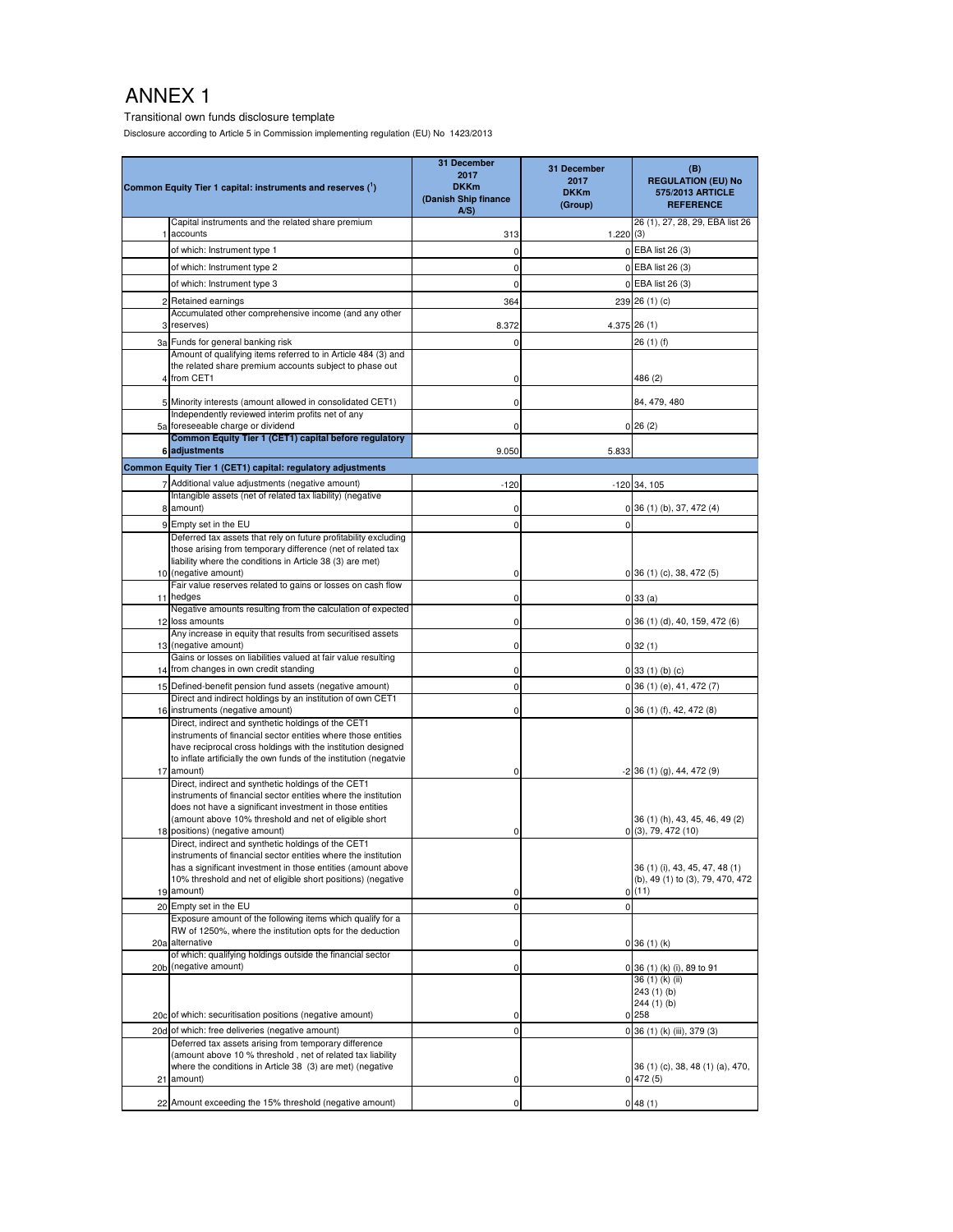# ANNEX 1

Transitional own funds disclosure template

Disclosure according to Article 5 in Commission implementing regulation (EU) No 1423/2013

| | Common Equity Tier 1 capital: instruments and reserves (1) | 31 December 2017 DKKm (Danish Ship finance A/S) | 31 December 2017 DKKm (Group) | (B) REGULATION (EU) No 575/2013 ARTICLE REFERENCE |
|---|---|---|---|---|
| 1 | Capital instruments and the related share premium accounts | 313 | 1.220 | 26 (1), 27, 28, 29, EBA list 26 (3) |
| | of which: Instrument type 1 | 0 | 0 | EBA list 26 (3) |
| | of which: Instrument type 2 | 0 | 0 | EBA list 26 (3) |
| | of which: Instrument type 3 | 0 | 0 | EBA list 26 (3) |
| 2 | Retained earnings | 364 | 239 | 26 (1) (c) |
| 3 | Accumulated other comprehensive income (and any other reserves) | 8.372 | 4.375 | 26 (1) |
| 3a | Funds for general banking risk | 0 | | 26 (1) (f) |
| 4 | Amount of qualifying items referred to in Article 484 (3) and the related share premium accounts subject to phase out from CET1 | 0 | | 486 (2) |
| 5 | Minority interests (amount allowed in consolidated CET1) | 0 | | 84, 479, 480 |
| 5a | Independently reviewed interim profits net of any foreseeable charge or dividend | 0 | 0 | 26 (2) |
| 6 | **Common Equity Tier 1 (CET1) capital before regulatory adjustments** | 9.050 | 5.833 | |
| | **Common Equity Tier 1 (CET1) capital: regulatory adjustments** | | | |
| 7 | Additional value adjustments (negative amount) | -120 | -120 | 34, 105 |
| 8 | Intangible assets (net of related tax liability) (negative amount) | 0 | 0 | 36 (1) (b), 37, 472 (4) |
| 9 | Empty set in the EU | 0 | 0 | |
| 10 | Deferred tax assets that rely on future profitability excluding those arising from temporary difference (net of related tax liability where the conditions in Article 38 (3) are met) (negative amount) | 0 | 0 | 36 (1) (c), 38, 472 (5) |
| 11 | Fair value reserves related to gains or losses on cash flow hedges | 0 | 0 | 33 (a) |
| 12 | Negative amounts resulting from the calculation of expected loss amounts | 0 | 0 | 36 (1) (d), 40, 159, 472 (6) |
| 13 | Any increase in equity that results from securitised assets (negative amount) | 0 | 0 | 32 (1) |
| 14 | Gains or losses on liabilities valued at fair value resulting from changes in own credit standing | 0 | 0 | 33 (1) (b) (c) |
| 15 | Defined-benefit pension fund assets (negative amount) | 0 | 0 | 36 (1) (e), 41, 472 (7) |
| 16 | Direct and indirect holdings by an institution of own CET1 instruments (negative amount) | 0 | 0 | 36 (1) (f), 42, 472 (8) |
| 17 | Direct, indirect and synthetic holdings of the CET1 instruments of financial sector entities where those entities have reciprocal cross holdings with the institution designed to inflate artificially the own funds of the institution (negatvie amount) | 0 | -2 | 36 (1) (g), 44, 472 (9) |
| 18 | Direct, indirect and synthetic holdings of the CET1 instruments of financial sector entities where the institution does not have a significant investment in those entities (amount above 10% threshold and net of eligible short positions) (negative amount) | 0 | 0 | 36 (1) (h), 43, 45, 46, 49 (2) (3), 79, 472 (10) |
| 19 | Direct, indirect and synthetic holdings of the CET1 instruments of financial sector entities where the institution has a significant investment in those entities (amount above 10% threshold and net of eligible short positions) (negative amount) | 0 | 0 | 36 (1) (i), 43, 45, 47, 48 (1) (b), 49 (1) to (3), 79, 470, 472 (11) |
| 20 | Empty set in the EU | 0 | 0 | |
| 20a | Exposure amount of the following items which qualify for a RW of 1250%, where the institution opts for the deduction alternative | 0 | 0 | 36 (1) (k) |
| 20b | of which: qualifying holdings outside the financial sector (negative amount) | 0 | 0 | 36 (1) (k) (i), 89 to 91 |
| 20c | of which: securitisation positions (negative amount) | 0 | 0 | 36 (1) (k) (ii) 243 (1) (b) 244 (1) (b) 258 |
| 20d | of which: free deliveries (negative amount) | 0 | 0 | 36 (1) (k) (iii), 379 (3) |
| 21 | Deferred tax assets arising from temporary difference (amount above 10 % threshold , net of related tax liability where the conditions in Article 38 (3) are met) (negative amount) | 0 | 0 | 36 (1) (c), 38, 48 (1) (a), 470, 472 (5) |
| 22 | Amount exceeding the 15% threshold (negative amount) | 0 | 0 | 48 (1) |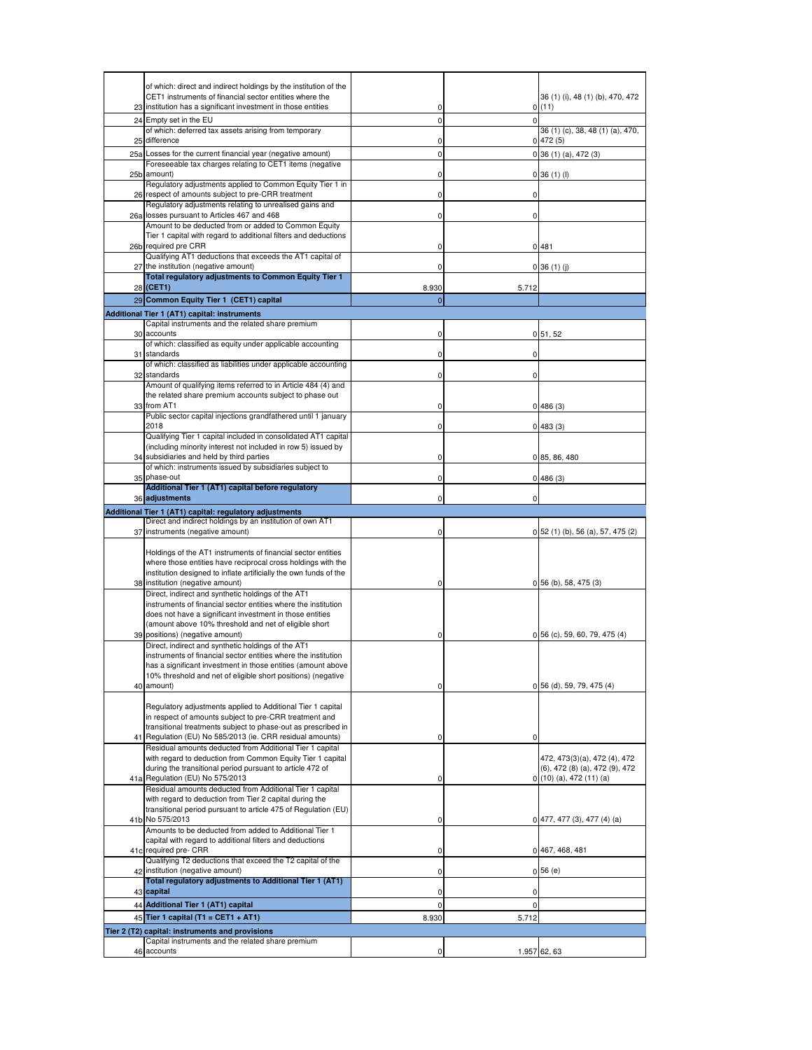| | | | | |
|---|---|---|---|---|
| 23 | of which: direct and indirect holdings by the institution of the CET1 instruments of financial sector entities where the institution has a significant investment in those entities | 0 | 0 | 36 (1) (i), 48 (1) (b), 470, 472 (11) |
| 24 | Empty set in the EU | 0 | 0 | |
| 25 | of which: deferred tax assets arising from temporary difference | 0 | 0 | 36 (1) (c), 38, 48 (1) (a), 470, 472 (5) |
| 25a | Losses for the current financial year (negative amount) | 0 | 0 | 36 (1) (a), 472 (3) |
| 25b | Foreseeable tax charges relating to CET1 items (negative amount) | 0 | 0 | 36 (1) (l) |
| 26 | Regulatory adjustments applied to Common Equity Tier 1 in respect of amounts subject to pre-CRR treatment | 0 | 0 | |
| 26a | Regulatory adjustments relating to unrealised gains and losses pursuant to Articles 467 and 468 | 0 | 0 | |
| 26b | Amount to be deducted from or added to Common Equity Tier 1 capital with regard to additional filters and deductions required pre CRR | 0 | 0 | 481 |
| 27 | Qualifying AT1 deductions that exceeds the AT1 capital of the institution (negative amount) | 0 | 0 | 36 (1) (j) |
| 28 | **Total regulatory adjustments to Common Equity Tier 1 (CET1)** | 8.930 | 5.712 | |
| 29 | **Common Equity Tier 1 (CET1) capital** | 0 | | |
| **Additional Tier 1 (AT1) capital: instruments** | | | | |
| 30 | Capital instruments and the related share premium accounts | 0 | 0 | 51, 52 |
| 31 | of which: classified as equity under applicable accounting standards | 0 | 0 | |
| 32 | of which: classified as liabilities under applicable accounting standards | 0 | 0 | |
| 33 | Amount of qualifying items referred to in Article 484 (4) and the related share premium accounts subject to phase out from AT1 | 0 | 0 | 486 (3) |
| | Public sector capital injections grandfathered until 1 january 2018 | 0 | 0 | 483 (3) |
| 34 | Qualifying Tier 1 capital included in consolidated AT1 capital (including minority interest not included in row 5) issued by subsidiaries and held by third parties | 0 | 0 | 85, 86, 480 |
| 35 | of which: instruments issued by subsidiaries subject to phase-out | 0 | 0 | 486 (3) |
| 36 | **Additional Tier 1 (AT1) capital before regulatory adjustments** | 0 | 0 | |
| **Additional Tier 1 (AT1) capital: regulatory adjustments** | | | | |
| 37 | Direct and indirect holdings by an institution of own AT1 instruments (negative amount) | 0 | 0 | 52 (1) (b), 56 (a), 57, 475 (2) |
| 38 | Holdings of the AT1 instruments of financial sector entities where those entities have reciprocal cross holdings with the institution designed to inflate artificially the own funds of the institution (negative amount) | 0 | 0 | 56 (b), 58, 475 (3) |
| 39 | Direct, indirect and synthetic holdings of the AT1 instruments of financial sector entities where the institution does not have a significant investment in those entities (amount above 10% threshold and net of eligible short positions) (negative amount) | 0 | 0 | 56 (c), 59, 60, 79, 475 (4) |
| 40 | Direct, indirect and synthetic holdings of the AT1 instruments of financial sector entities where the institution has a significant investment in those entities (amount above 10% threshold and net of eligible short positions) (negative amount) | 0 | 0 | 56 (d), 59, 79, 475 (4) |
| 41 | Regulatory adjustments applied to Additional Tier 1 capital in respect of amounts subject to pre-CRR treatment and transitional treatments subject to phase-out as prescribed in Regulation (EU) No 585/2013 (ie. CRR residual amounts) | 0 | 0 | |
| 41a | Residual amounts deducted from Additional Tier 1 capital with regard to deduction from Common Equity Tier 1 capital during the transitional period pursuant to article 472 of Regulation (EU) No 575/2013 | 0 | 0 | 472, 473(3)(a), 472 (4), 472 (6), 472 (8) (a), 472 (9), 472 (10) (a), 472 (11) (a) |
| 41b | Residual amounts deducted from Additional Tier 1 capital with regard to deduction from Tier 2 capital during the transitional period pursuant to article 475 of Regulation (EU) No 575/2013 | 0 | 0 | 477, 477 (3), 477 (4) (a) |
| 41c | Amounts to be deducted from added to Additional Tier 1 capital with regard to additional filters and deductions required pre- CRR | 0 | 0 | 467, 468, 481 |
| 42 | Qualifying T2 deductions that exceed the T2 capital of the institution (negative amount) | 0 | 0 | 56 (e) |
| 43 | **Total regulatory adjustments to Additional Tier 1 (AT1) capital** | 0 | 0 | |
| 44 | **Additional Tier 1 (AT1) capital** | 0 | 0 | |
| 45 | **Tier 1 capital (T1 = CET1 + AT1)** | 8.930 | 5.712 | |
| **Tier 2 (T2) capital: instruments and provisions** | | | | |
| 46 | Capital instruments and the related share premium accounts | 0 | 1.957 | 62, 63 |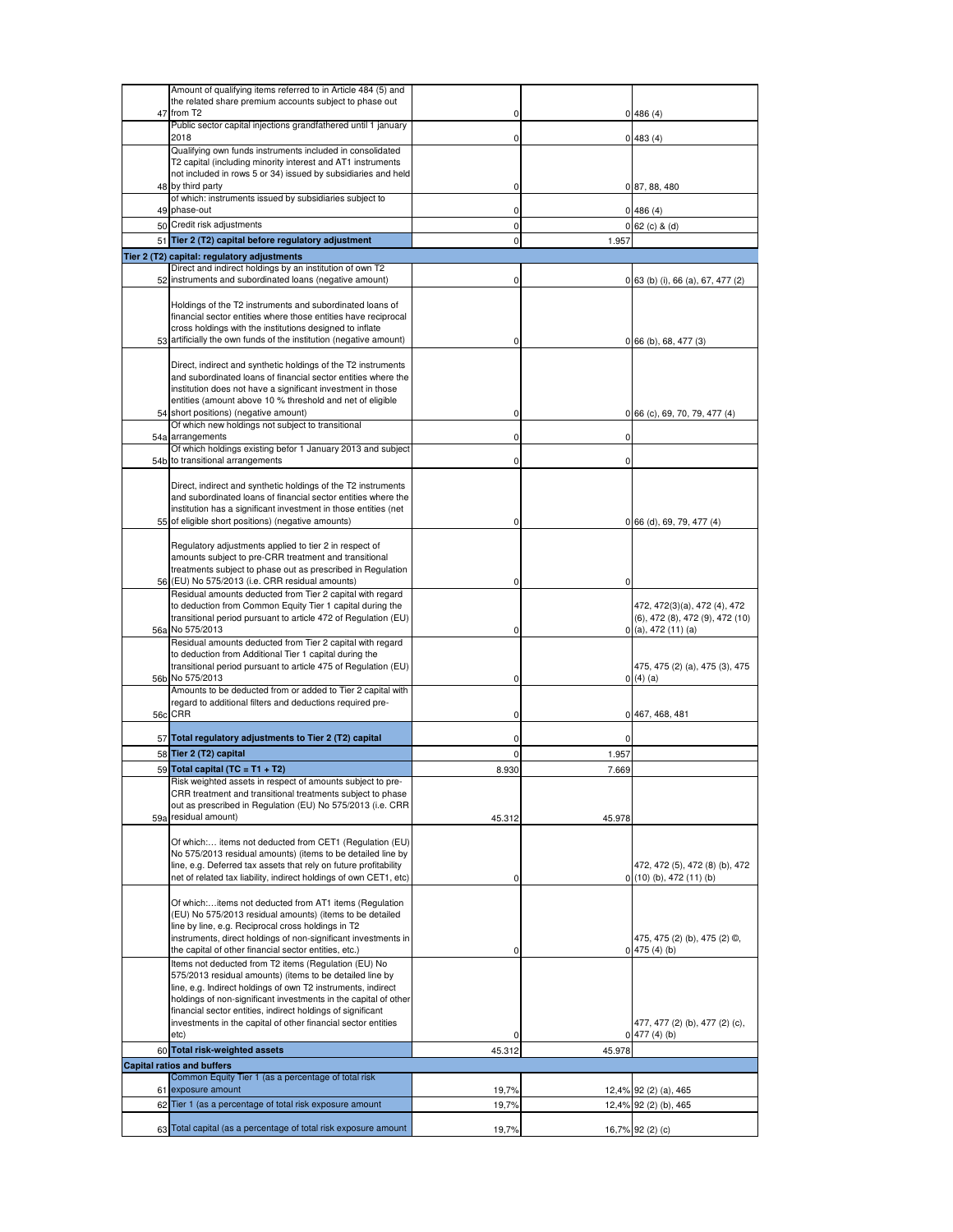| | | | | |
|---|---|---|---|---|
| 47 | Amount of qualifying items referred to in Article 484 (5) and the related share premium accounts subject to phase out from T2 | 0 | 0 | 486 (4) |
| | Public sector capital injections grandfathered until 1 january 2018 | 0 | 0 | 483 (4) |
| 48 | Qualifying own funds instruments included in consolidated T2 capital (including minority interest and AT1 instruments not included in rows 5 or 34) issued by subsidiaries and held by third party | 0 | 0 | 87, 88, 480 |
| 49 | of which: instruments issued by subsidiaries subject to phase-out | 0 | 0 | 486 (4) |
| 50 | Credit risk adjustments | 0 | 0 | 62 (c) & (d) |
| 51 | **Tier 2 (T2) capital before regulatory adjustment** | 0 | 1.957 | |
| **Tier 2 (T2) capital: regulatory adjustments** | | | | |
| 52 | Direct and indirect holdings by an institution of own T2 instruments and subordinated loans (negative amount) | 0 | 0 | 63 (b) (i), 66 (a), 67, 477 (2) |
| 53 | Holdings of the T2 instruments and subordinated loans of financial sector entities where those entities have reciprocal cross holdings with the institutions designed to inflate artificially the own funds of the institution (negative amount) | 0 | 0 | 66 (b), 68, 477 (3) |
| 54 | Direct, indirect and synthetic holdings of the T2 instruments and subordinated loans of financial sector entities where the institution does not have a significant investment in those entities (amount above 10 % threshold and net of eligible short positions) (negative amount) | 0 | 0 | 66 (c), 69, 70, 79, 477 (4) |
| 54a | Of which new holdings not subject to transitional arrangements | 0 | 0 | |
| 54b | Of which holdings existing befor 1 January 2013 and subject to transitional arrangements | 0 | 0 | |
| 55 | Direct, indirect and synthetic holdings of the T2 instruments and subordinated loans of financial sector entities where the institution has a significant investment in those entities (net of eligible short positions) (negative amounts) | 0 | 0 | 66 (d), 69, 79, 477 (4) |
| 56 | Regulatory adjustments applied to tier 2 in respect of amounts subject to pre-CRR treatment and transitional treatments subject to phase out as prescribed in Regulation (EU) No 575/2013 (i.e. CRR residual amounts) | 0 | 0 | |
| 56a | Residual amounts deducted from Tier 2 capital with regard to deduction from Common Equity Tier 1 capital during the transitional period pursuant to article 472 of Regulation (EU) No 575/2013 | 0 | 0 | 472, 472(3)(a), 472 (4), 472 (6), 472 (8), 472 (9), 472 (10) (a), 472 (11) (a) |
| 56b | Residual amounts deducted from Tier 2 capital with regard to deduction from Additional Tier 1 capital during the transitional period pursuant to article 475 of Regulation (EU) No 575/2013 | 0 | 0 | 475, 475 (2) (a), 475 (3), 475 (4) (a) |
| 56c | Amounts to be deducted from or added to Tier 2 capital with regard to additional filters and deductions required pre-CRR | 0 | 0 | 467, 468, 481 |
| 57 | **Total regulatory adjustments to Tier 2 (T2) capital** | 0 | 0 | |
| 58 | **Tier 2 (T2) capital** | 0 | 1.957 | |
| 59 | **Total capital (TC = T1 + T2)** | 8.930 | 7.669 | |
| 59a | Risk weighted assets in respect of amounts subject to pre-CRR treatment and transitional treatments subject to phase out as prescribed in Regulation (EU) No 575/2013 (i.e. CRR residual amount) | 45.312 | 45.978 | |
| | Of which:… items not deducted from CET1 (Regulation (EU) No 575/2013 residual amounts) (items to be detailed line by line, e.g. Deferred tax assets that rely on future profitability net of related tax liability, indirect holdings of own CET1, etc) | 0 | 0 | 472, 472 (5), 472 (8) (b), 472 (10) (b), 472 (11) (b) |
| | Of which:…items not deducted from AT1 items (Regulation (EU) No 575/2013 residual amounts) (items to be detailed line by line, e.g. Reciprocal cross holdings in T2 instruments, direct holdings of non-significant investments in the capital of other financial sector entities, etc.) | 0 | 0 | 475, 475 (2) (b), 475 (2) ©, 475 (4) (b) |
| | Items not deducted from T2 items (Regulation (EU) No 575/2013 residual amounts) (items to be detailed line by line, e.g. Indirect holdings of own T2 instruments, indirect holdings of non-significant investments in the capital of other financial sector entities, indirect holdings of significant investments in the capital of other financial sector entities etc) | 0 | 0 | 477, 477 (2) (b), 477 (2) (c), 477 (4) (b) |
| 60 | **Total risk-weighted assets** | 45.312 | 45.978 | |
| **Capital ratios and buffers** | | | | |
| 61 | Common Equity Tier 1 (as a percentage of total risk exposure amount | 19,7% | 12,4% | 92 (2) (a), 465 |
| 62 | Tier 1 (as a percentage of total risk exposure amount | 19,7% | 12,4% | 92 (2) (b), 465 |
| 63 | Total capital (as a percentage of total risk exposure amount | 19,7% | 16,7% | 92 (2) (c) |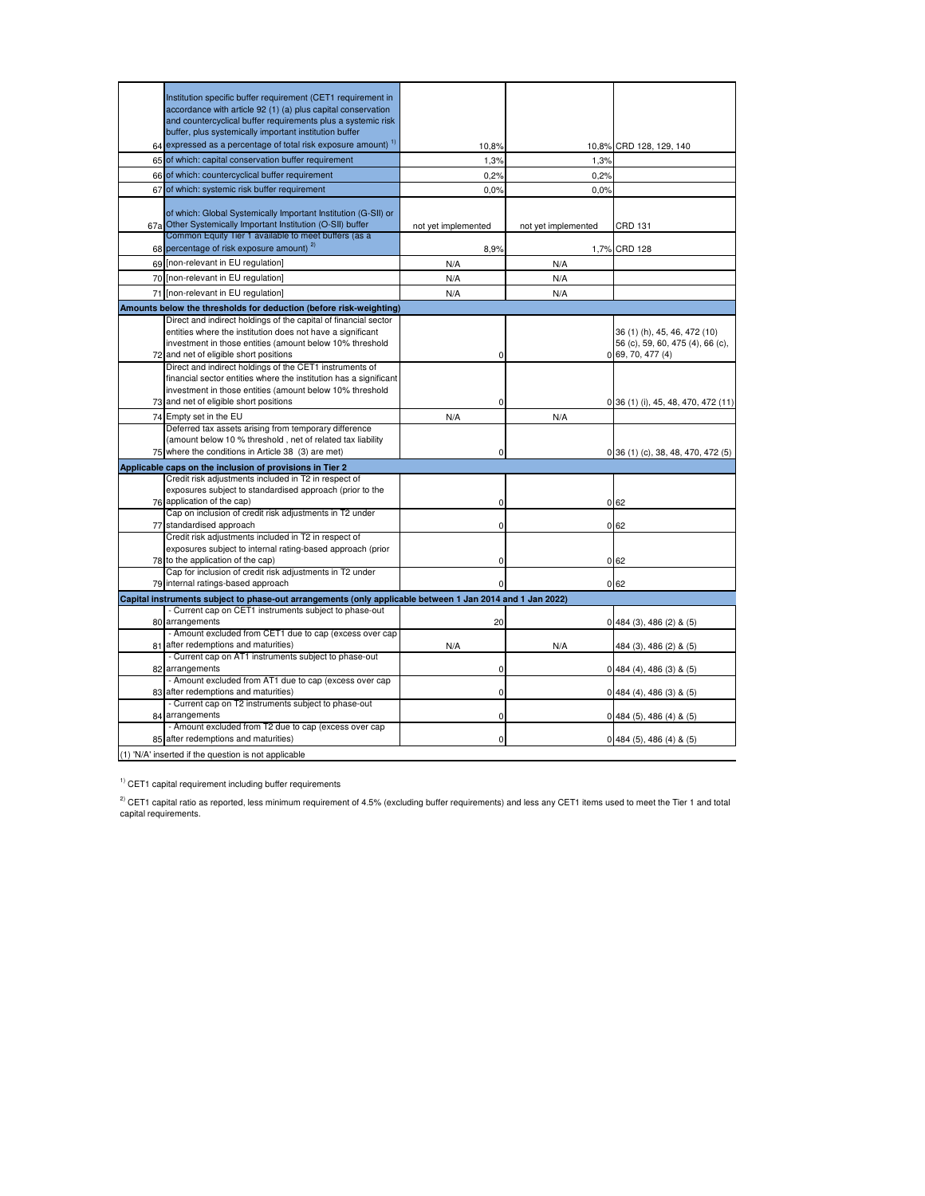| | | | | |
|---|---|---|---|---|
| 64 | Institution specific buffer requirement (CET1 requirement in accordance with article 92 (1) (a) plus capital conservation and countercyclical buffer requirements plus a systemic risk buffer, plus systemically important institution buffer expressed as a percentage of total risk exposure amount) [1] | 10,8% | 10,8% | CRD 128, 129, 140 |
| 65 | of which: capital conservation buffer requirement | 1,3% | 1,3% | |
| 66 | of which: countercyclical buffer requirement | 0,2% | 0,2% | |
| 67 | of which: systemic risk buffer requirement | 0,0% | 0,0% | |
| 67a | of which: Global Systemically Important Institution (G-SII) or Other Systemically Important Institution (O-SII) buffer | not yet implemented | not yet implemented | CRD 131 |
| 68 | Common Equity Tier 1 available to meet buffers (as a percentage of risk exposure amount) [2] | 8,9% | 1,7% | CRD 128 |
| 69 | [non-relevant in EU regulation] | N/A | N/A | |
| 70 | [non-relevant in EU regulation] | N/A | N/A | |
| 71 | [non-relevant in EU regulation] | N/A | N/A | |
| **Amounts below the thresholds for deduction (before risk-weighting)** | | | | |
| 72 | Direct and indirect holdings of the capital of financial sector entities where the institution does not have a significant investment in those entities (amount below 10% threshold and net of eligible short positions | 0 | 0 | 36 (1) (h), 45, 46, 472 (10) 56 (c), 59, 60, 475 (4), 66 (c), 69, 70, 477 (4) |
| 73 | Direct and indirect holdings of the CET1 instruments of financial sector entities where the institution has a significant investment in those entities (amount below 10% threshold and net of eligible short positions | 0 | 0 | 36 (1) (i), 45, 48, 470, 472 (11) |
| 74 | Empty set in the EU | N/A | N/A | |
| 75 | Deferred tax assets arising from temporary difference (amount below 10 % threshold , net of related tax liability where the conditions in Article 38 (3) are met) | 0 | 0 | 36 (1) (c), 38, 48, 470, 472 (5) |
| **Applicable caps on the inclusion of provisions in Tier 2** | | | | |
| 76 | Credit risk adjustments included in T2 in respect of exposures subject to standardised approach (prior to the application of the cap) | 0 | 0 | 62 |
| 77 | Cap on inclusion of credit risk adjustments in T2 under standardised approach | 0 | 0 | 62 |
| 78 | Credit risk adjustments included in T2 in respect of exposures subject to internal rating-based approach (prior to the application of the cap) | 0 | 0 | 62 |
| 79 | Cap for inclusion of credit risk adjustments in T2 under internal ratings-based approach | 0 | 0 | 62 |
| **Capital instruments subject to phase-out arrangements (only applicable between 1 Jan 2014 and 1 Jan 2022)** | | | | |
| 80 | - Current cap on CET1 instruments subject to phase-out arrangements | 20 | 0 | 484 (3), 486 (2) & (5) |
| 81 | - Amount excluded from CET1 due to cap (excess over cap after redemptions and maturities) | N/A | N/A | 484 (3), 486 (2) & (5) |
| 82 | - Current cap on AT1 instruments subject to phase-out arrangements | 0 | 0 | 484 (4), 486 (3) & (5) |
| 83 | - Amount excluded from AT1 due to cap (excess over cap after redemptions and maturities) | 0 | 0 | 484 (4), 486 (3) & (5) |
| 84 | - Current cap on T2 instruments subject to phase-out arrangements | 0 | 0 | 484 (5), 486 (4) & (5) |
| 85 | - Amount excluded from T2 due to cap (excess over cap after redemptions and maturities) | 0 | 0 | 484 (5), 486 (4) & (5) |

(1) 'N/A' inserted if the question is not applicable

[1] CET1 capital requirement including buffer requirements

[2] CET1 capital ratio as reported, less minimum requirement of 4.5% (excluding buffer requirements) and less any CET1 items used to meet the Tier 1 and total capital requirements.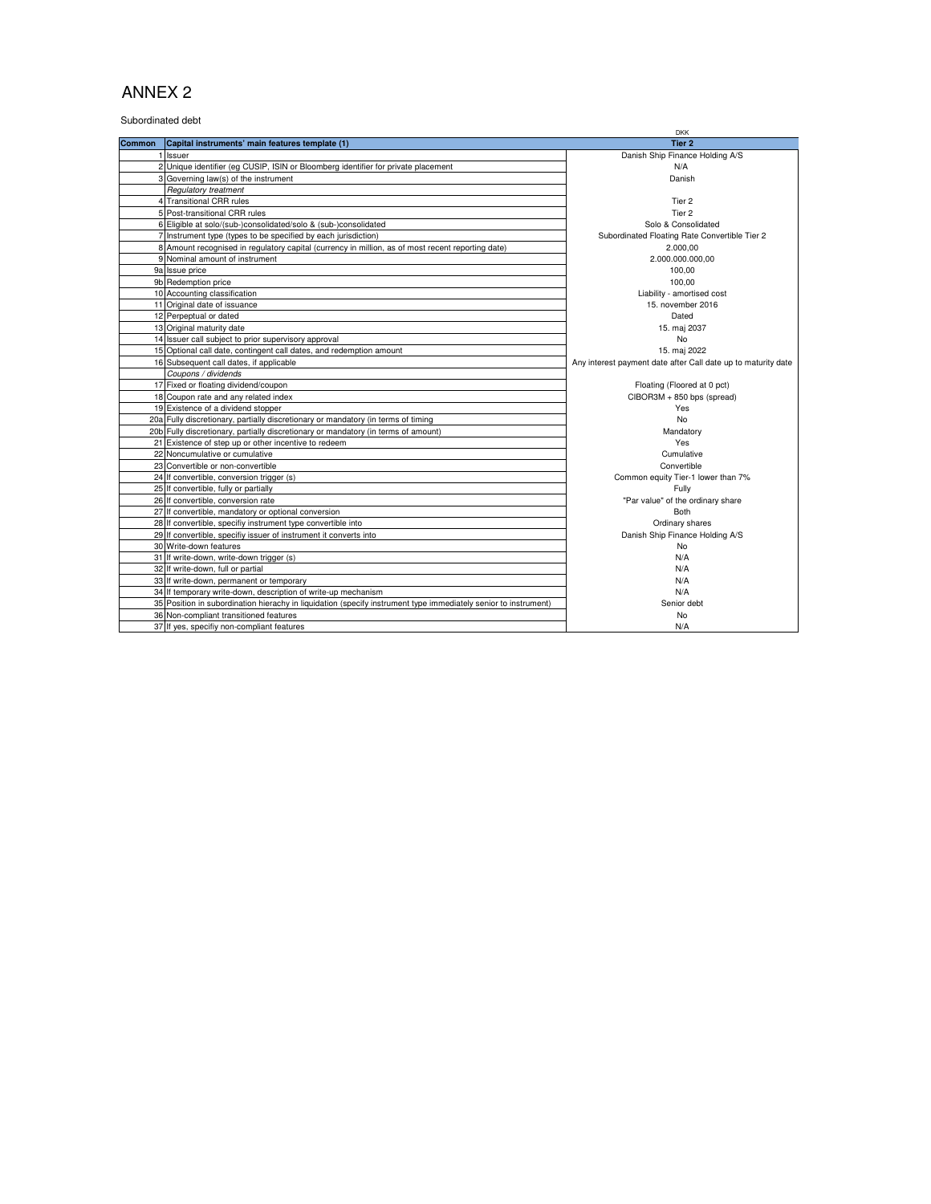# ANNEX 2

Subordinated debt

| Common | Capital instruments' main features template (1) | DKK<br>Tier 2 |
|---|---|---|
| 1 | Issuer | Danish Ship Finance Holding A/S |
| 2 | Unique identifier (eg CUSIP, ISIN or Bloomberg identifier for private placement | N/A |
| 3 | Governing law(s) of the instrument | Danish |
| | *Regulatory treatment* | |
| 4 | Transitional CRR rules | Tier 2 |
| 5 | Post-transitional CRR rules | Tier 2 |
| 6 | Eligible at solo/(sub-)consolidated/solo & (sub-)consolidated | Solo & Consolidated |
| 7 | Instrument type (types to be specified by each jurisdiction) | Subordinated Floating Rate Convertible Tier 2 |
| 8 | Amount recognised in regulatory capital (currency in million, as of most recent reporting date) | 2.000,00 |
| 9 | Nominal amount of instrument | 2.000.000.000,00 |
| 9a | Issue price | 100,00 |
| 9b | Redemption price | 100,00 |
| 10 | Accounting classification | Liability - amortised cost |
| 11 | Original date of issuance | 15. november 2016 |
| 12 | Perpeptual or dated | Dated |
| 13 | Original maturity date | 15. maj 2037 |
| 14 | Issuer call subject to prior supervisory approval | No |
| 15 | Optional call date, contingent call dates, and redemption amount | 15. maj 2022 |
| 16 | Subsequent call dates, if applicable | Any interest payment date after Call date up to maturity date |
| | *Coupons / dividends* | |
| 17 | Fixed or floating dividend/coupon | Floating (Floored at 0 pct) |
| 18 | Coupon rate and any related index | CIBOR3M + 850 bps (spread) |
| 19 | Existence of a dividend stopper | Yes |
| 20a | Fully discretionary, partially discretionary or mandatory (in terms of timing | No |
| 20b | Fully discretionary, partially discretionary or mandatory (in terms of amount) | Mandatory |
| 21 | Existence of step up or other incentive to redeem | Yes |
| 22 | Noncumulative or cumulative | Cumulative |
| 23 | Convertible or non-convertible | Convertible |
| 24 | If convertible, conversion trigger (s) | Common equity Tier-1 lower than 7% |
| 25 | If convertible, fully or partially | Fully |
| 26 | If convertible, conversion rate | "Par value" of the ordinary share |
| 27 | If convertible, mandatory or optional conversion | Both |
| 28 | If convertible, specifiy instrument type convertible into | Ordinary shares |
| 29 | If convertible, specifiy issuer of instrument it converts into | Danish Ship Finance Holding A/S |
| 30 | Write-down features | No |
| 31 | If write-down, write-down trigger (s) | N/A |
| 32 | If write-down, full or partial | N/A |
| 33 | If write-down, permanent or temporary | N/A |
| 34 | If temporary write-down, description of write-up mechanism | N/A |
| 35 | Position in subordination hierachy in liquidation (specify instrument type immediately senior to instrument) | Senior debt |
| 36 | Non-compliant transitioned features | No |
| 37 | If yes, specifiy non-compliant features | N/A |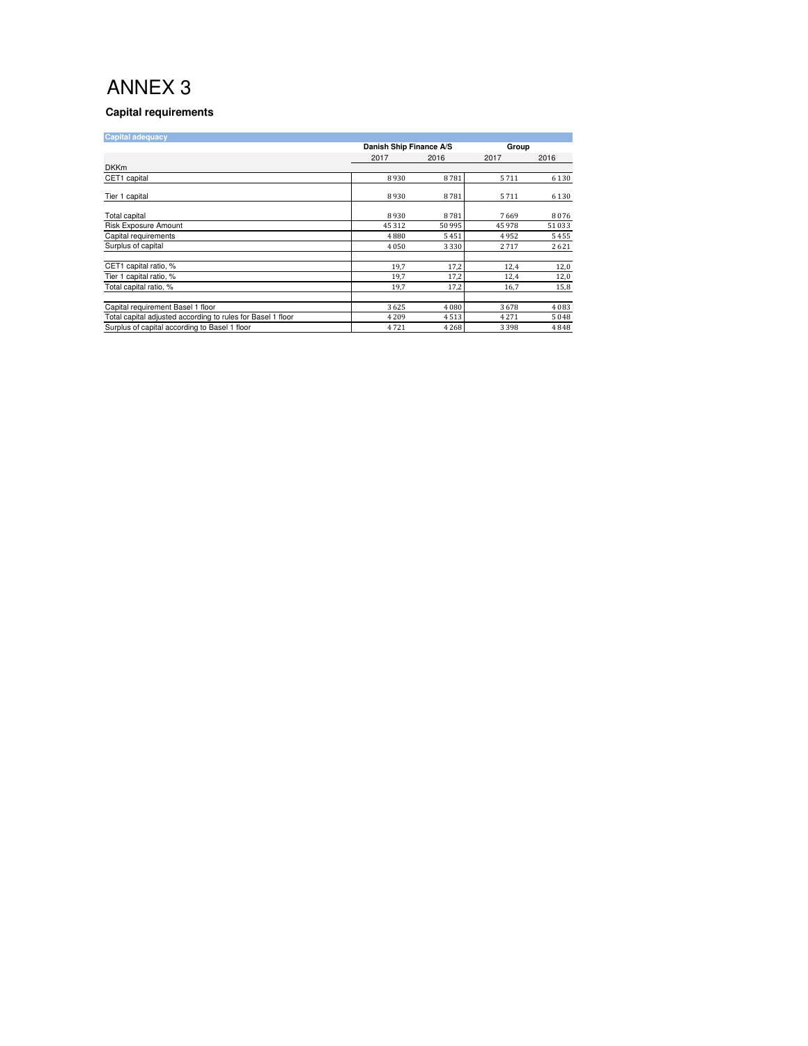# ANNEX 3

### Capital requirements

| Capital adequacy | Danish Ship Finance A/S | | Group | |
|---|---|---|---|---|
| | 2017 | 2016 | 2017 | 2016 |
| DKKm | | | | |
| CET1 capital | 8 930 | 8 781 | 5 711 | 6 130 |
| Tier 1 capital | 8 930 | 8 781 | 5 711 | 6 130 |
| Total capital | 8 930 | 8 781 | 7 669 | 8 076 |
| Risk Exposure Amount | 45 312 | 50 995 | 45 978 | 51 033 |
| Capital requirements | 4 880 | 5 451 | 4 952 | 5 455 |
| Surplus of capital | 4 050 | 3 330 | 2 717 | 2 621 |
| CET1 capital ratio, % | 19,7 | 17,2 | 12,4 | 12,0 |
| Tier 1 capital ratio, % | 19,7 | 17,2 | 12,4 | 12,0 |
| Total capital ratio, % | 19,7 | 17,2 | 16,7 | 15,8 |
| Capital requirement Basel 1 floor | 3 625 | 4 080 | 3 678 | 4 083 |
| Total capital adjusted according to rules for Basel 1 floor | 4 209 | 4 513 | 4 271 | 5 048 |
| Surplus of capital according to Basel 1 floor | 4 721 | 4 268 | 3 398 | 4 848 |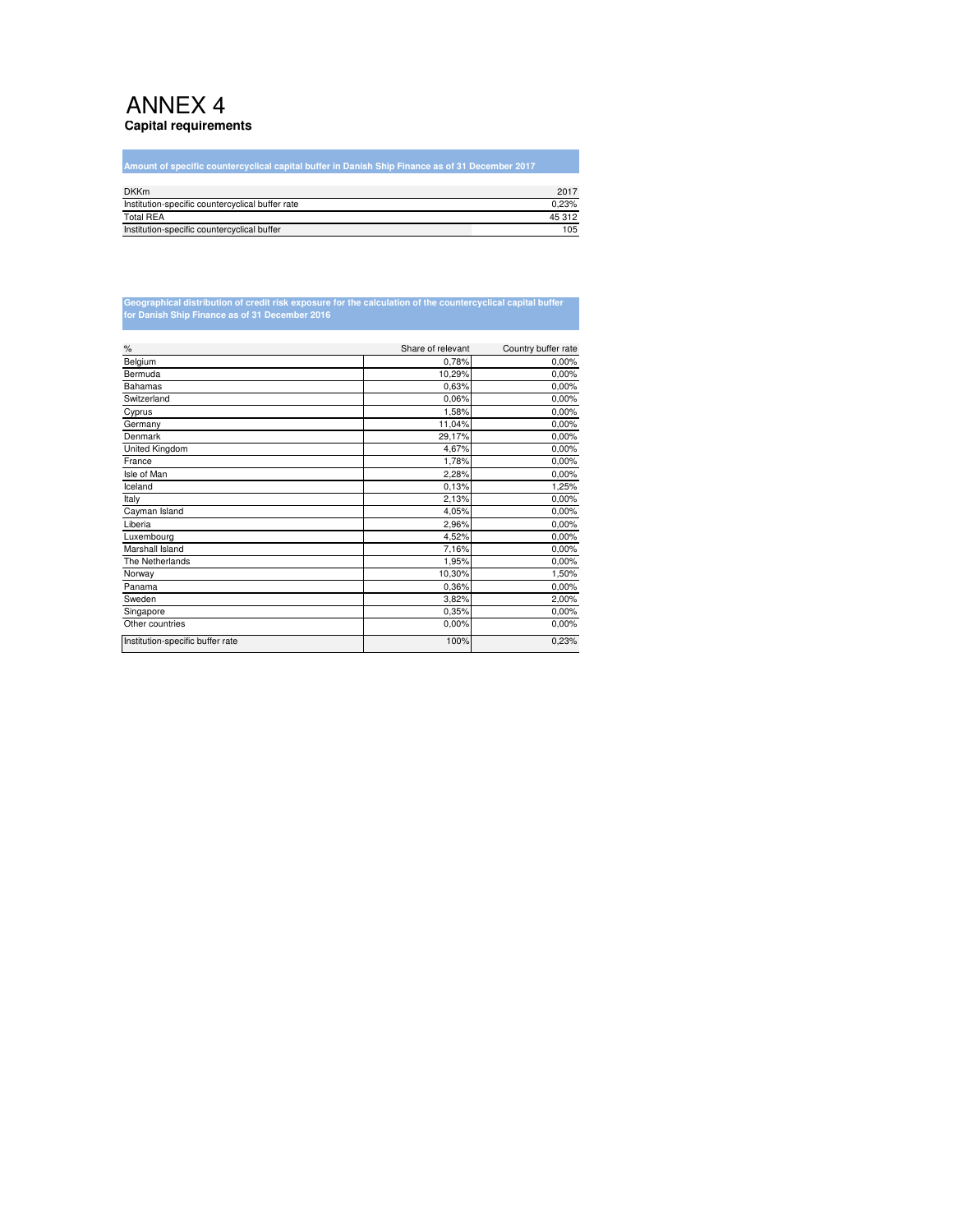# ANNEX 4

**Capital requirements**

**Amount of specific countercyclical capital buffer in Danish Ship Finance as of 31 December 2017**

| DKKm | 2017 |
|---|---|
| Institution-specific countercyclical buffer rate | 0,23% |
| Total REA | 45 312 |
| Institution-specific countercyclical buffer | 105 |

**Geographical distribution of credit risk exposure for the calculation of the countercyclical capital buffer for Danish Ship Finance as of 31 December 2016**

| % | Share of relevant | Country buffer rate |
|---|---|---|
| Belgium | 0,78% | 0,00% |
| Bermuda | 10,29% | 0,00% |
| Bahamas | 0,63% | 0,00% |
| Switzerland | 0,06% | 0,00% |
| Cyprus | 1,58% | 0,00% |
| Germany | 11,04% | 0,00% |
| Denmark | 29,17% | 0,00% |
| United Kingdom | 4,67% | 0,00% |
| France | 1,78% | 0,00% |
| Isle of Man | 2,28% | 0,00% |
| Iceland | 0,13% | 1,25% |
| Italy | 2,13% | 0,00% |
| Cayman Island | 4,05% | 0,00% |
| Liberia | 2,96% | 0,00% |
| Luxembourg | 4,52% | 0,00% |
| Marshall Island | 7,16% | 0,00% |
| The Netherlands | 1,95% | 0,00% |
| Norway | 10,30% | 1,50% |
| Panama | 0,36% | 0,00% |
| Sweden | 3,82% | 2,00% |
| Singapore | 0,35% | 0,00% |
| Other countries | 0,00% | 0,00% |
| Institution-specific buffer rate | 100% | 0,23% |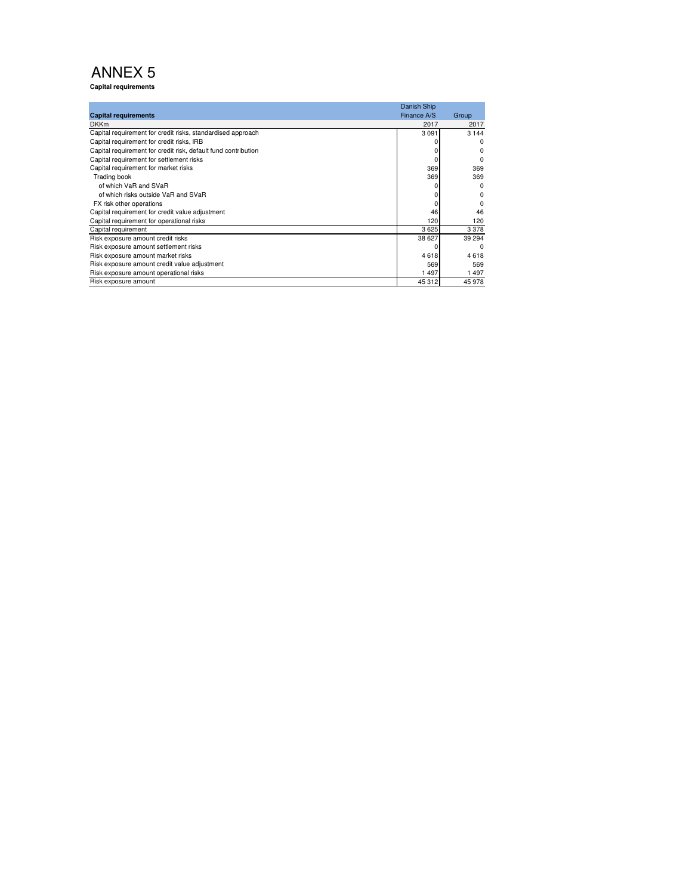# ANNEX 5

**Capital requirements**

| **Capital requirements** | Danish Ship Finance A/S | Group |
|---|---|---|
| DKKm | 2017 | 2017 |
| Capital requirement for credit risks, standardised approach | 3 091 | 3 144 |
| Capital requirement for credit risks, IRB | 0 | 0 |
| Capital requirement for credit risk, default fund contribution | 0 | 0 |
| Capital requirement for settlement risks | 0 | 0 |
| Capital requirement for market risks | 369 | 369 |
| Trading book | 369 | 369 |
| of which VaR and SVaR | 0 | 0 |
| of which risks outside VaR and SVaR | 0 | 0 |
| FX risk other operations | 0 | 0 |
| Capital requirement for credit value adjustment | 46 | 46 |
| Capital requirement for operational risks | 120 | 120 |
| Capital requirement | 3 625 | 3 378 |
| Risk exposure amount credit risks | 38 627 | 39 294 |
| Risk exposure amount settlement risks | 0 | 0 |
| Risk exposure amount market risks | 4 618 | 4 618 |
| Risk exposure amount credit value adjustment | 569 | 569 |
| Risk exposure amount operational risks | 1 497 | 1 497 |
| Risk exposure amount | 45 312 | 45 978 |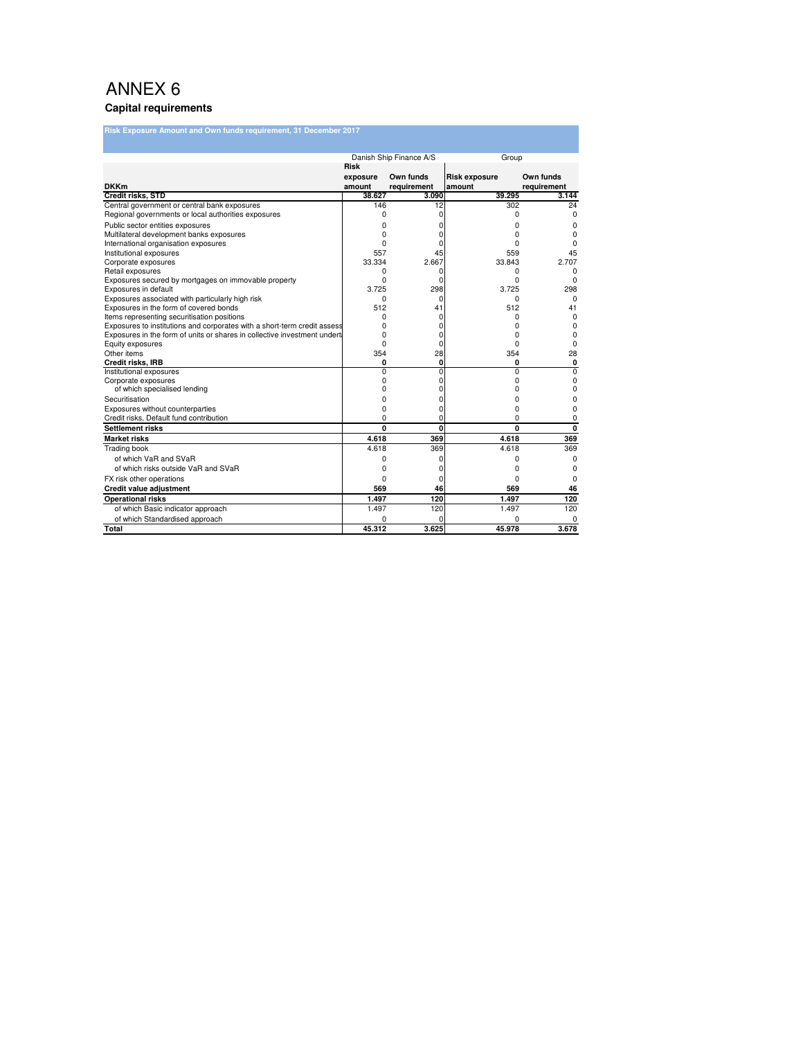# ANNEX 6

## Capital requirements

**Risk Exposure Amount and Own funds requirement, 31 December 2017**

| | Danish Ship Finance A/S | | Group | |
|---|---|---|---|---|
| **DKKm** | **Risk exposure amount** | **Own funds requirement** | **Risk exposure amount** | **Own funds requirement** |
| **Credit risks, STD** | **38.627** | **3.090** | **39.295** | **3.144** |
| Central government or central bank exposures | 146 | 12 | 302 | 24 |
| Regional governments or local authorities exposures | 0 | 0 | 0 | 0 |
| Public sector entities exposures | 0 | 0 | 0 | 0 |
| Multilateral development banks exposures | 0 | 0 | 0 | 0 |
| International organisation exposures | 0 | 0 | 0 | 0 |
| Institutional exposures | 557 | 45 | 559 | 45 |
| Corporate exposures | 33.334 | 2.667 | 33.843 | 2.707 |
| Retail exposures | 0 | 0 | 0 | 0 |
| Exposures secured by mortgages on immovable property | 0 | 0 | 0 | 0 |
| Exposures in default | 3.725 | 298 | 3.725 | 298 |
| Exposures associated with particularly high risk | 0 | 0 | 0 | 0 |
| Exposures in the form of covered bonds | 512 | 41 | 512 | 41 |
| Items representing securitisation positions | 0 | 0 | 0 | 0 |
| Exposures to institutions and corporates with a short-term credit assess | 0 | 0 | 0 | 0 |
| Exposures in the form of units or shares in collective investment undert | 0 | 0 | 0 | 0 |
| Equity exposures | 0 | 0 | 0 | 0 |
| Other items | 354 | 28 | 354 | 28 |
| **Credit risks, IRB** | **0** | **0** | **0** | **0** |
| Institutional exposures | 0 | 0 | 0 | 0 |
| Corporate exposures | 0 | 0 | 0 | 0 |
| of which specialised lending | 0 | 0 | 0 | 0 |
| Securitisation | 0 | 0 | 0 | 0 |
| Exposures without counterparties | 0 | 0 | 0 | 0 |
| Credit risks, Default fund contribution | 0 | 0 | 0 | 0 |
| **Settlement risks** | **0** | **0** | **0** | **0** |
| **Market risks** | **4.618** | **369** | **4.618** | **369** |
| Trading book | 4.618 | 369 | 4.618 | 369 |
| of which VaR and SVaR | 0 | 0 | 0 | 0 |
| of which risks outside VaR and SVaR | 0 | 0 | 0 | 0 |
| FX risk other operations | 0 | 0 | 0 | 0 |
| **Credit value adjustment** | **569** | **46** | **569** | **46** |
| **Operational risks** | **1.497** | **120** | **1.497** | **120** |
| of which Basic indicator approach | 1.497 | 120 | 1.497 | 120 |
| of which Standardised approach | 0 | 0 | 0 | 0 |
| **Total** | **45.312** | **3.625** | **45.978** | **3.678** |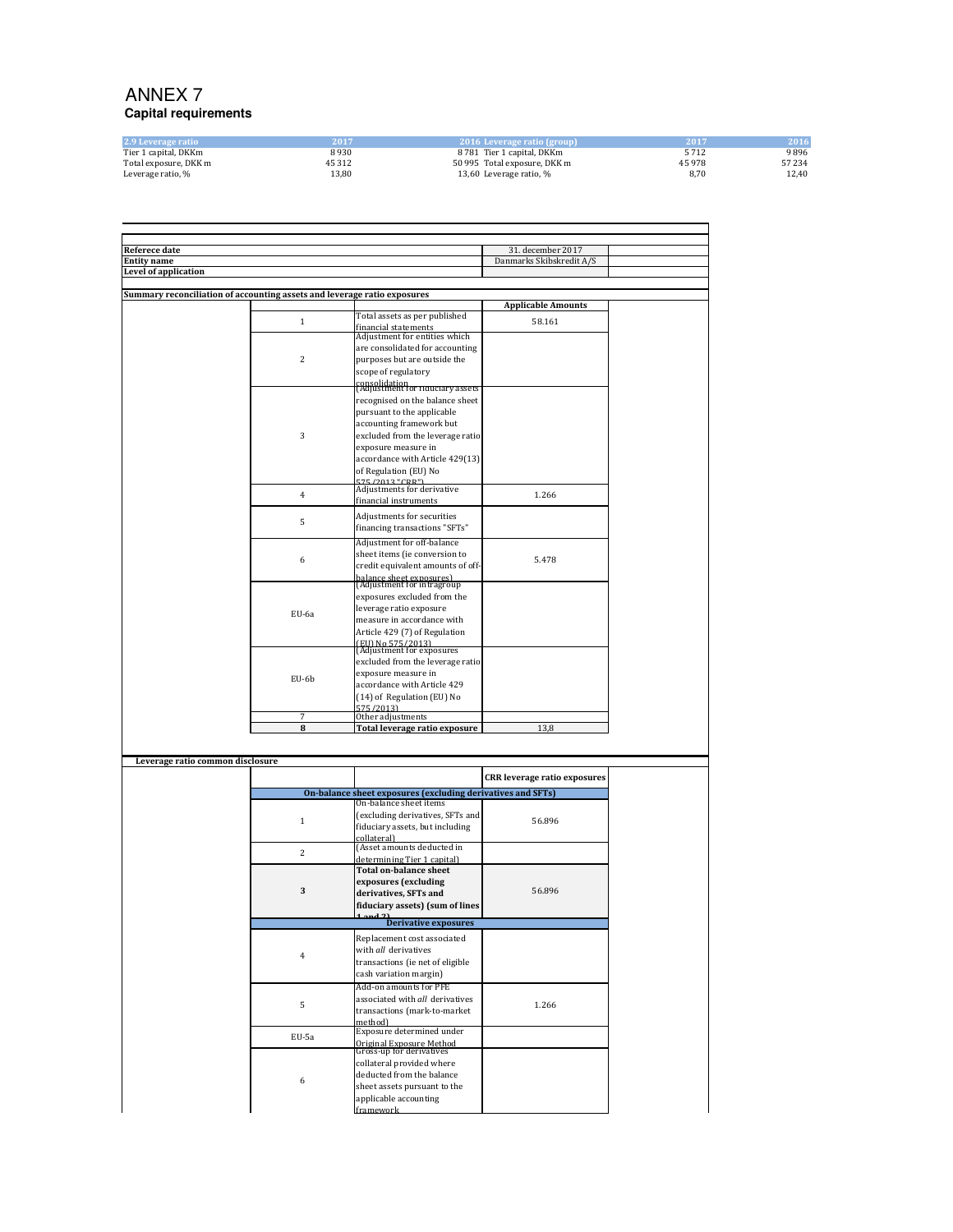# ANNEX 7

## Capital requirements

| 2.9 Leverage ratio | 2017 | 2016 |
|---|---|---|
| Tier 1 capital, DKKm | 8 930 | 8 781 |
| Total exposure, DKK m | 45 312 | 50 995 |
| Leverage ratio, % | 13,80 | 13,60 |

| Leverage ratio (group) | 2017 | 2016 |
|---|---|---|
| Tier 1 capital, DKKm | 5 712 | 9 896 |
| Total exposure, DKK m | 45 978 | 57 234 |
| Leverage ratio, % | 8,70 | 12,40 |

| | |
|---|---|
| **Referece date** | 31. december 2017 |
| **Entity name** | Danmarks Skibskredit A/S |
| **Level of application** | |

**Summary reconciliation of accounting assets and leverage ratio exposures**

| | | Applicable Amounts |
|---|---|---|
| 1 | Total assets as per published financial statements | 58.161 |
| 2 | Adjustment for entities which are consolidated for accounting purposes but are outside the scope of regulatory consolidation | |
| 3 | (Adjustment for fiduciary assets recognised on the balance sheet pursuant to the applicable accounting framework but excluded from the leverage ratio exposure measure in accordance with Article 429(13) of Regulation (EU) No 575/2013 "CRR") | |
| 4 | Adjustments for derivative financial instruments | 1.266 |
| 5 | Adjustments for securities financing transactions "SFTs" | |
| 6 | Adjustment for off-balance sheet items (ie conversion to credit equivalent amounts of off-balance sheet exposures) | 5.478 |
| EU-6a | (Adjustment for intragroup exposures excluded from the leverage ratio exposure measure in accordance with Article 429 (7) of Regulation (EU) No 575/2013) | |
| EU-6b | (Adjustment for exposures excluded from the leverage ratio exposure measure in accordance with Article 429 (14) of Regulation (EU) No 575/2013) | |
| 7 | Other adjustments | |
| **8** | **Total leverage ratio exposure** | 13,8 |

**Leverage ratio common disclosure**

| | | CRR leverage ratio exposures |
|---|---|---|
| | **On-balance sheet exposures (excluding derivatives and SFTs)** | |
| 1 | On-balance sheet items (excluding derivatives, SFTs and fiduciary assets, but including collateral) | 56.896 |
| 2 | (Asset amounts deducted in determining Tier 1 capital) | |
| **3** | **Total on-balance sheet exposures (excluding derivatives, SFTs and fiduciary assets) (sum of lines 1 and 2)** | 56.896 |
| | **Derivative exposures** | |
| 4 | Replacement cost associated with *all* derivatives transactions (ie net of eligible cash variation margin) | |
| 5 | Add-on amounts for PFE associated with *all* derivatives transactions (mark-to-market method) | 1.266 |
| EU-5a | Exposure determined under Original Exposure Method | |
| 6 | Gross-up for derivatives collateral provided where deducted from the balance sheet assets pursuant to the applicable accounting framework | |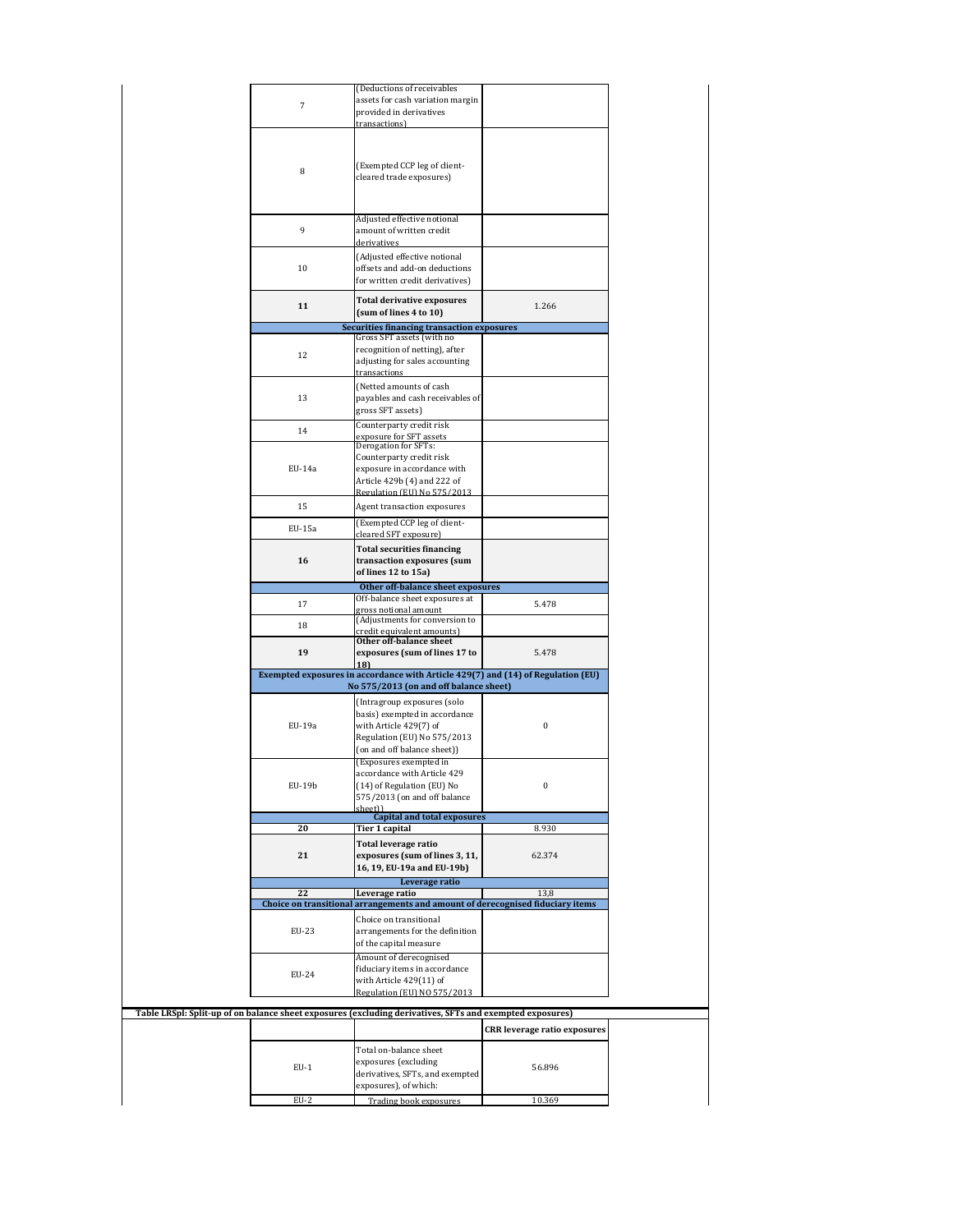| | | |
|---|---|---|
| 7 | (Deductions of receivables assets for cash variation margin provided in derivatives transactions) | |
| 8 | (Exempted CCP leg of client-cleared trade exposures) | |
| 9 | Adjusted effective notional amount of written credit derivatives | |
| 10 | (Adjusted effective notional offsets and add-on deductions for written credit derivatives) | |
| **11** | **Total derivative exposures (sum of lines 4 to 10)** | 1.266 |
| | **Securities financing transaction exposures** | |
| 12 | Gross SFT assets (with no recognition of netting), after adjusting for sales accounting transactions | |
| 13 | (Netted amounts of cash payables and cash receivables of gross SFT assets) | |
| 14 | Counterparty credit risk exposure for SFT assets | |
| EU-14a | Derogation for SFTs: Counterparty credit risk exposure in accordance with Article 429b (4) and 222 of Regulation (EU) No 575/2013 | |
| 15 | Agent transaction exposures | |
| EU-15a | (Exempted CCP leg of client-cleared SFT exposure) | |
| **16** | **Total securities financing transaction exposures (sum of lines 12 to 15a)** | |
| | **Other off-balance sheet exposures** | |
| 17 | Off-balance sheet exposures at gross notional amount | 5.478 |
| 18 | (Adjustments for conversion to credit equivalent amounts) | |
| **19** | **Other off-balance sheet exposures (sum of lines 17 to 18)** | 5.478 |
| | **Exempted exposures in accordance with Article 429(7) and (14) of Regulation (EU) No 575/2013 (on and off balance sheet)** | |
| EU-19a | (Intragroup exposures (solo basis) exempted in accordance with Article 429(7) of Regulation (EU) No 575/2013 (on and off balance sheet)) | 0 |
| EU-19b | (Exposures exempted in accordance with Article 429 (14) of Regulation (EU) No 575/2013 (on and off balance sheet)) | 0 |
| | **Capital and total exposures** | |
| **20** | **Tier 1 capital** | 8.930 |
| **21** | **Total leverage ratio exposures (sum of lines 3, 11, 16, 19, EU-19a and EU-19b)** | 62.374 |
| | **Leverage ratio** | |
| **22** | **Leverage ratio** | 13,8 |
| | **Choice on transitional arrangements and amount of derecognised fiduciary items** | |
| EU-23 | Choice on transitional arrangements for the definition of the capital measure | |
| EU-24 | Amount of derecognised fiduciary items in accordance with Article 429(11) of Regulation (EU) NO 575/2013 | |

**Table LRSpl: Split-up of on balance sheet exposures (excluding derivatives, SFTs and exempted exposures)**

| | | **CRR leverage ratio exposures** |
|---|---|---|
| EU-1 | Total on-balance sheet exposures (excluding derivatives, SFTs, and exempted exposures), of which: | 56.896 |
| EU-2 | Trading book exposures | 10.369 |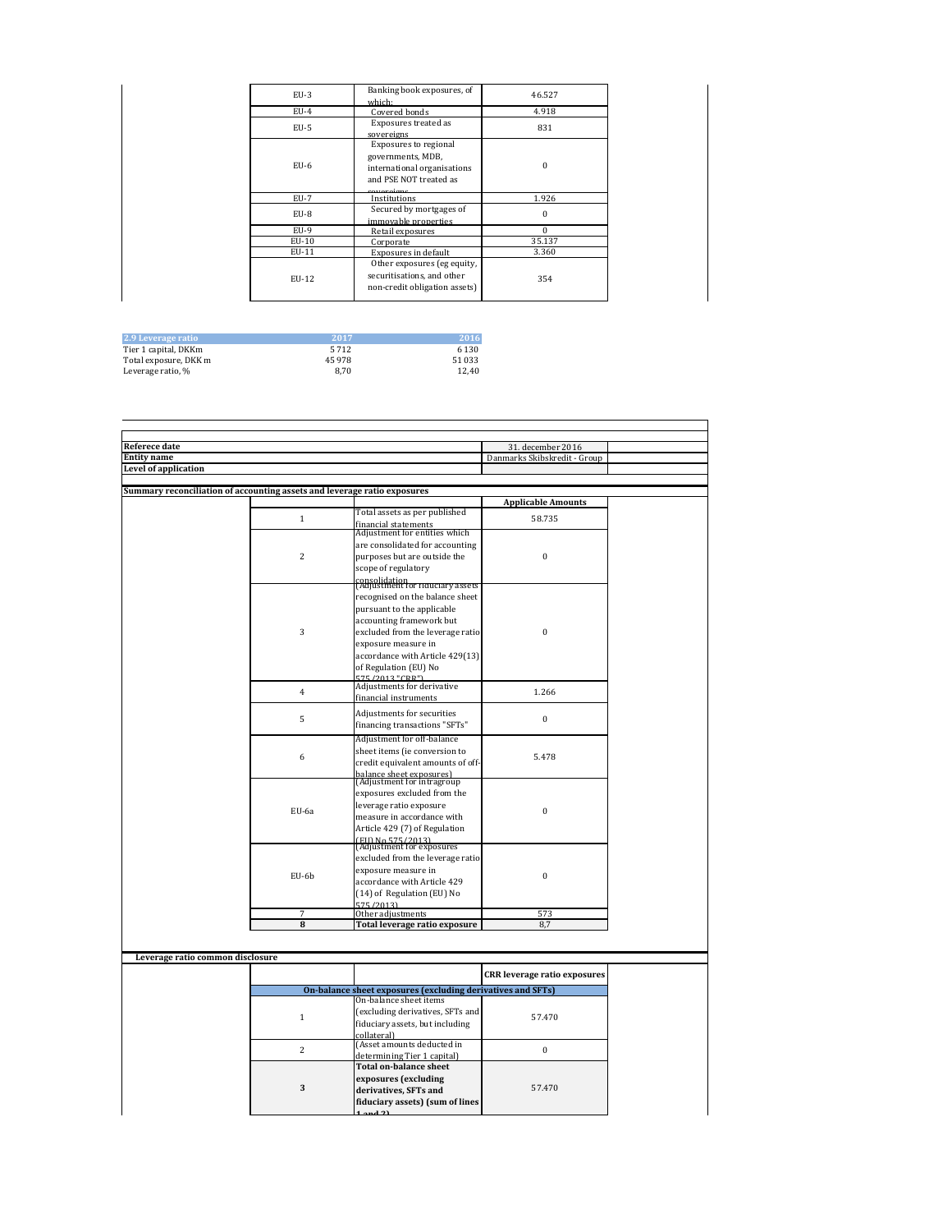| | | |
|---|---|---|
| EU-3 | Banking book exposures, of which: | 46.527 |
| EU-4 | Covered bonds | 4.918 |
| EU-5 | Exposures treated as sovereigns | 831 |
| EU-6 | Exposures to regional governments, MDB, international organisations and PSE NOT treated as sovereigns | 0 |
| EU-7 | Institutions | 1.926 |
| EU-8 | Secured by mortgages of immovable properties | 0 |
| EU-9 | Retail exposures | 0 |
| EU-10 | Corporate | 35.137 |
| EU-11 | Exposures in default | 3.360 |
| EU-12 | Other exposures (eg equity, securitisations, and other non-credit obligation assets) | 354 |

| 2.9 Leverage ratio | 2017 | 2016 |
|---|---|---|
| Tier 1 capital, DKKm | 5 712 | 6 130 |
| Total exposure, DKK m | 45 978 | 51 033 |
| Leverage ratio, % | 8,70 | 12,40 |

| | |
|---|---|
| **Referece date** | 31. december 2016 |
| **Entity name** | Danmarks Skibskredit - Group |
| **Level of application** | |

**Summary reconciliation of accounting assets and leverage ratio exposures**

| | | Applicable Amounts |
|---|---|---|
| 1 | Total assets as per published financial statements | 58.735 |
| 2 | Adjustment for entities which are consolidated for accounting purposes but are outside the scope of regulatory consolidation | 0 |
| 3 | (Adjustment for fiduciary assets recognised on the balance sheet pursuant to the applicable accounting framework but excluded from the leverage ratio exposure measure in accordance with Article 429(13) of Regulation (EU) No 575/2013 "CRR") | 0 |
| 4 | Adjustments for derivative financial instruments | 1.266 |
| 5 | Adjustments for securities financing transactions "SFTs" | 0 |
| 6 | Adjustment for off-balance sheet items (ie conversion to credit equivalent amounts of off-balance sheet exposures) | 5.478 |
| EU-6a | (Adjustment for intragroup exposures excluded from the leverage ratio exposure measure in accordance with Article 429 (7) of Regulation (EU) No 575/2013) | 0 |
| EU-6b | (Adjustment for exposures excluded from the leverage ratio exposure measure in accordance with Article 429 (14) of Regulation (EU) No 575/2013) | 0 |
| 7 | Other adjustments | 573 |
| **8** | **Total leverage ratio exposure** | 8,7 |

**Leverage ratio common disclosure**

| | | CRR leverage ratio exposures |
|---|---|---|
| | **On-balance sheet exposures (excluding derivatives and SFTs)** | |
| 1 | On-balance sheet items (excluding derivatives, SFTs and fiduciary assets, but including collateral) | 57.470 |
| 2 | (Asset amounts deducted in determining Tier 1 capital) | 0 |
| **3** | **Total on-balance sheet exposures (excluding derivatives, SFTs and fiduciary assets) (sum of lines 1 and 2)** | 57.470 |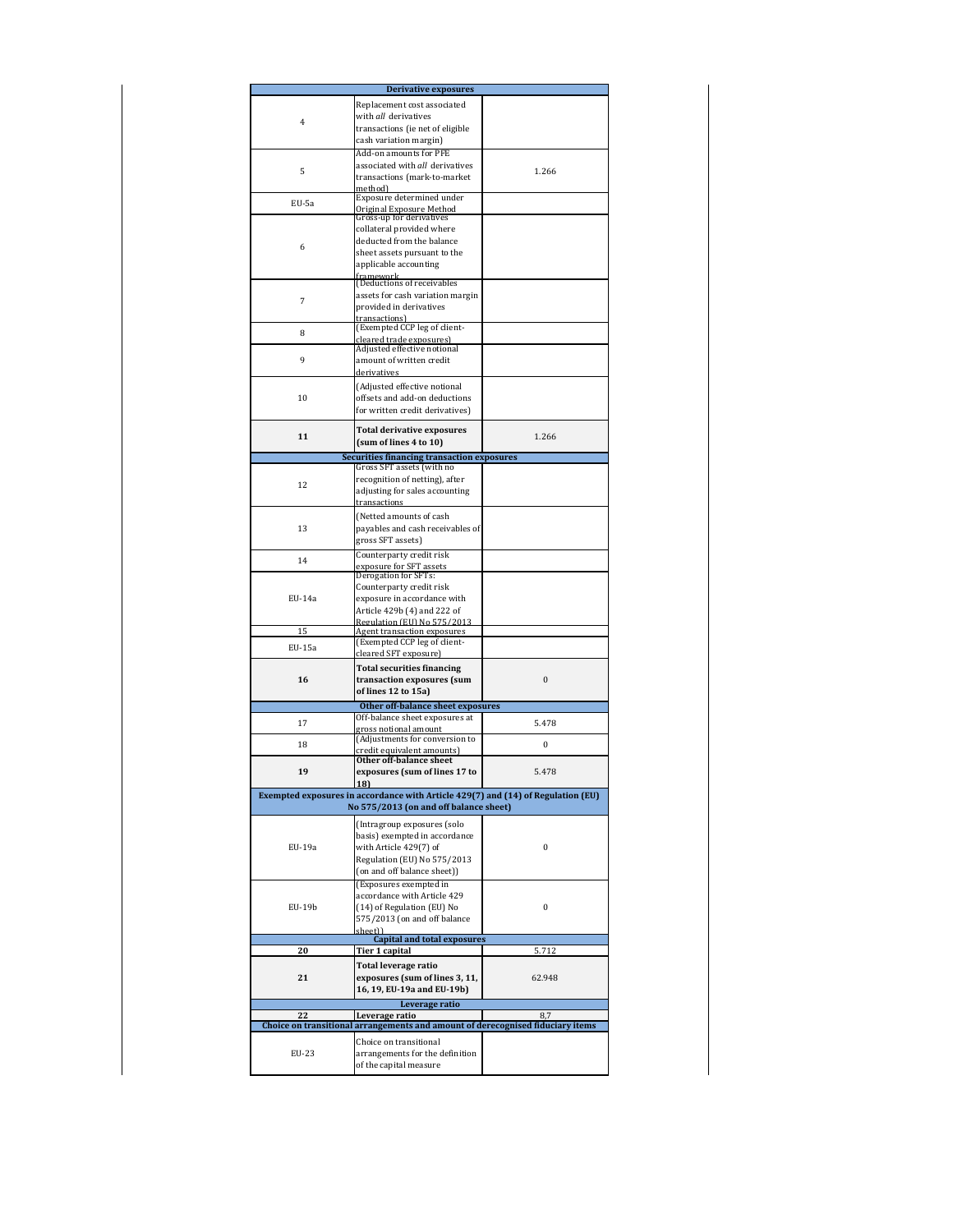| | | |
|---|---|---|
| **Derivative exposures** | | |
| 4 | Replacement cost associated with *all* derivatives transactions (ie net of eligible cash variation margin) | |
| 5 | Add-on amounts for PFE associated with *all* derivatives transactions (mark-to-market method) | 1.266 |
| EU-5a | Exposure determined under Original Exposure Method | |
| 6 | Gross-up for derivatives collateral provided where deducted from the balance sheet assets pursuant to the applicable accounting framework | |
| 7 | (Deductions of receivables assets for cash variation margin provided in derivatives transactions) | |
| 8 | (Exempted CCP leg of client-cleared trade exposures) | |
| 9 | Adjusted effective notional amount of written credit derivatives | |
| 10 | (Adjusted effective notional offsets and add-on deductions for written credit derivatives) | |
| **11** | **Total derivative exposures (sum of lines 4 to 10)** | 1.266 |
| **Securities financing transaction exposures** | | |
| 12 | Gross SFT assets (with no recognition of netting), after adjusting for sales accounting transactions | |
| 13 | (Netted amounts of cash payables and cash receivables of gross SFT assets) | |
| 14 | Counterparty credit risk exposure for SFT assets | |
| EU-14a | Derogation for SFTs: Counterparty credit risk exposure in accordance with Article 429b (4) and 222 of Regulation (EU) No 575/2013 | |
| 15 | Agent transaction exposures | |
| EU-15a | (Exempted CCP leg of client-cleared SFT exposure) | |
| **16** | **Total securities financing transaction exposures (sum of lines 12 to 15a)** | 0 |
| **Other off-balance sheet exposures** | | |
| 17 | Off-balance sheet exposures at gross notional amount | 5.478 |
| 18 | (Adjustments for conversion to credit equivalent amounts) | 0 |
| **19** | **Other off-balance sheet exposures (sum of lines 17 to 18)** | 5.478 |
| **Exempted exposures in accordance with Article 429(7) and (14) of Regulation (EU) No 575/2013 (on and off balance sheet)** | | |
| EU-19a | (Intragroup exposures (solo basis) exempted in accordance with Article 429(7) of Regulation (EU) No 575/2013 (on and off balance sheet)) | 0 |
| EU-19b | (Exposures exempted in accordance with Article 429 (14) of Regulation (EU) No 575/2013 (on and off balance sheet)) | 0 |
| **Capital and total exposures** | | |
| **20** | **Tier 1 capital** | 5.712 |
| **21** | **Total leverage ratio exposures (sum of lines 3, 11, 16, 19, EU-19a and EU-19b)** | 62.948 |
| **Leverage ratio** | | |
| **22** | **Leverage ratio** | 8,7 |
| **Choice on transitional arrangements and amount of derecognised fiduciary items** | | |
| EU-23 | Choice on transitional arrangements for the definition of the capital measure | |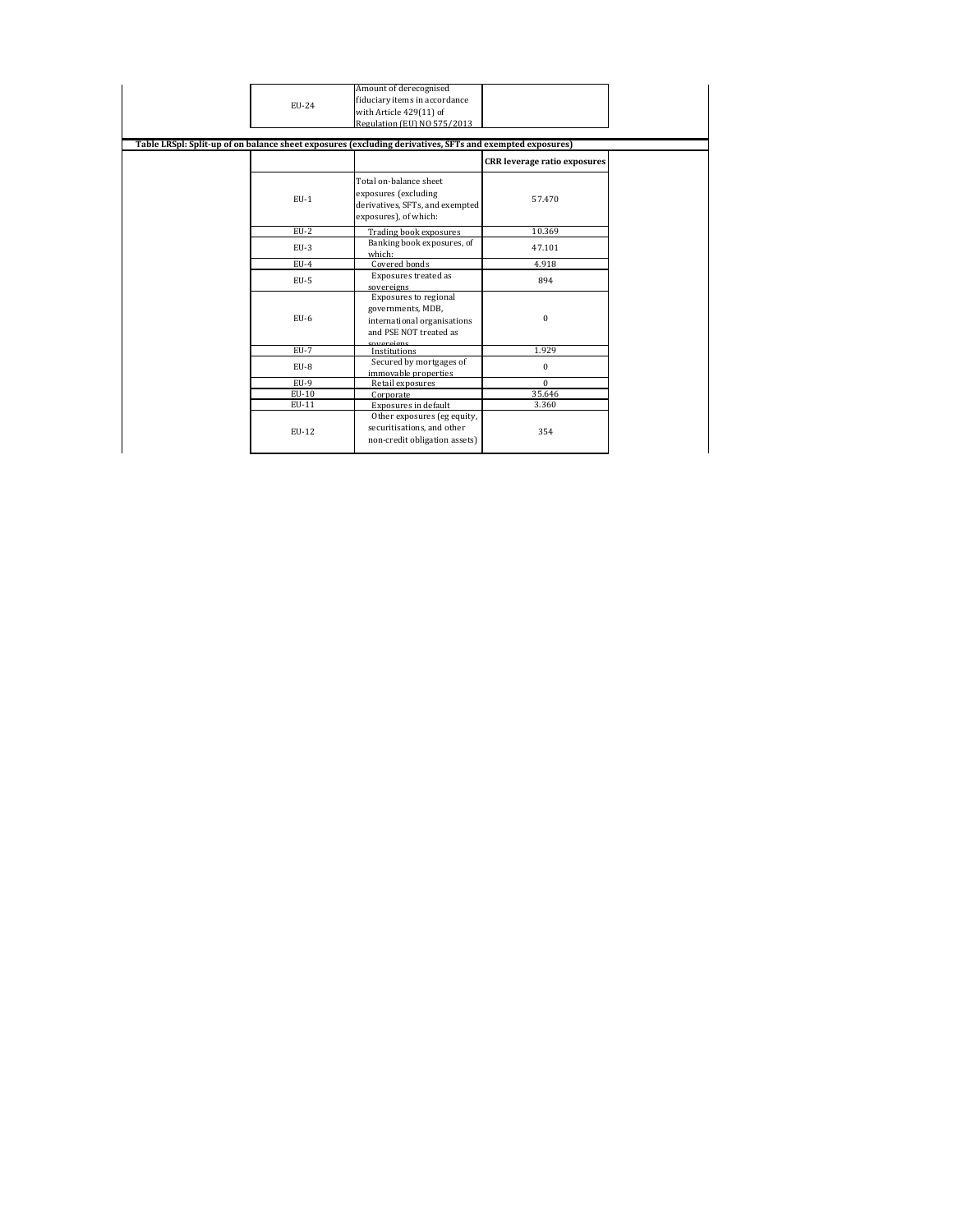| | | |
|---|---|---|
| EU-24 | Amount of derecognised fiduciary items in accordance with Article 429(11) of Regulation (EU) NO 575/2013 | |

**Table LRSpl: Split-up of on balance sheet exposures (excluding derivatives, SFTs and exempted exposures)**

| | | CRR leverage ratio exposures |
|---|---|---|
| EU-1 | Total on-balance sheet exposures (excluding derivatives, SFTs, and exempted exposures), of which: | 57.470 |
| EU-2 | Trading book exposures | 10.369 |
| EU-3 | Banking book exposures, of which: | 47.101 |
| EU-4 | Covered bonds | 4.918 |
| EU-5 | Exposures treated as sovereigns | 894 |
| EU-6 | Exposures to regional governments, MDB, international organisations and PSE NOT treated as sovereigns | 0 |
| EU-7 | Institutions | 1.929 |
| EU-8 | Secured by mortgages of immovable properties | 0 |
| EU-9 | Retail exposures | 0 |
| EU-10 | Corporate | 35.646 |
| EU-11 | Exposures in default | 3.360 |
| EU-12 | Other exposures (eg equity, securitisations, and other non-credit obligation assets) | 354 |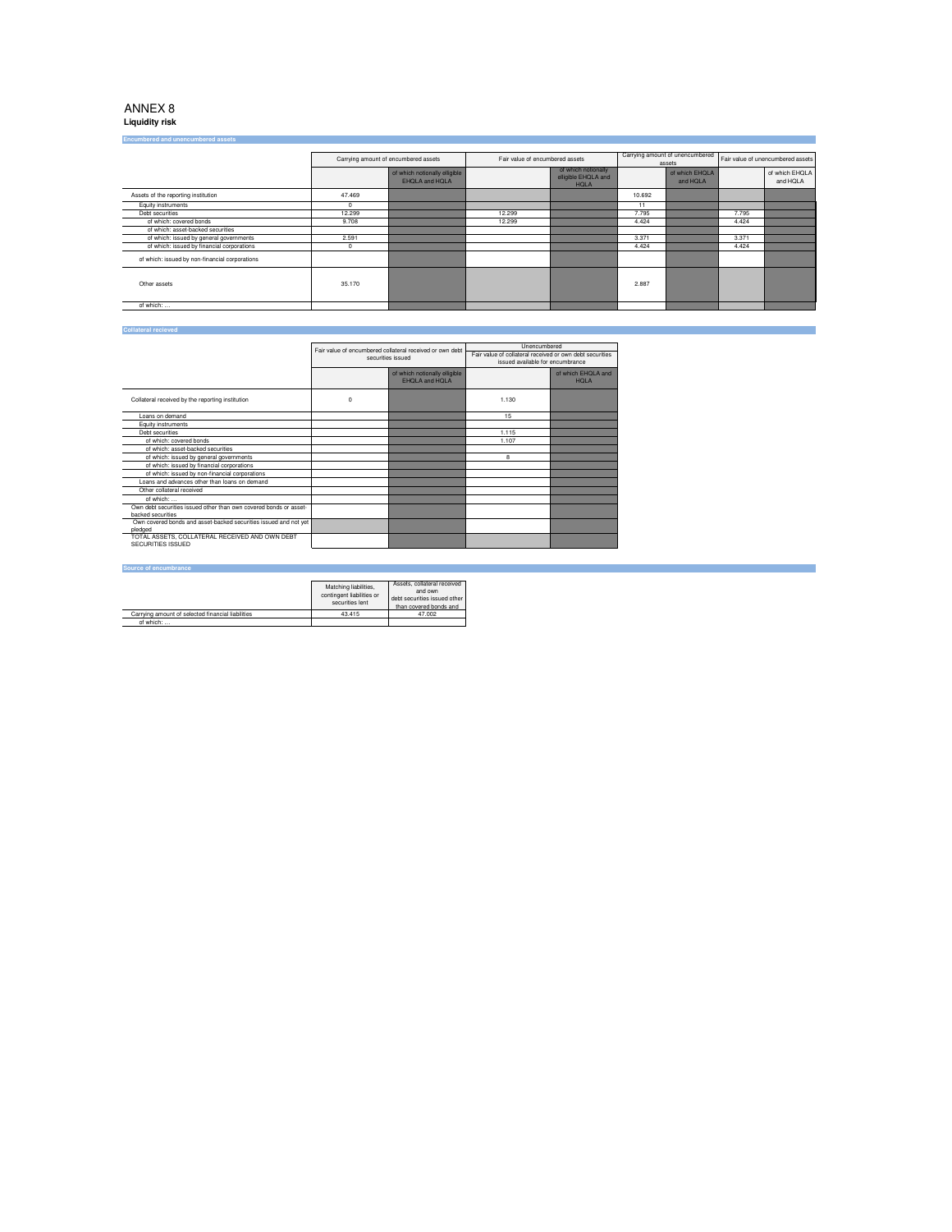# ANNEX 8

**Liquidity risk**

## Encumbered and unencumbered assets

| | Carrying amount of encumbered assets | | Fair value of encumbered assets | | Carrying amount of unencumbered assets | | Fair value of unencumbered assets | |
|---|---|---|---|---|---|---|---|---|
| | | of which notionally eligible EHQLA and HQLA | | of which notionally eligible EHQLA and HQLA | | of which EHQLA and HQLA | | of which EHQLA and HQLA |
| Assets of the reporting institution | 47.469 | | | | 10.692 | | | |
| Equity instruments | 0 | | | | 11 | | | |
| Debt securities | 12.299 | | 12.299 | | 7.795 | | 7.795 | |
| of which: covered bonds | 9.708 | | 12.299 | | 4.424 | | 4.424 | |
| of which: asset-backed securities | | | | | | | | |
| of which: issued by general governments | 2.591 | | | | 3.371 | | 3.371 | |
| of which: issued by financial corporations | 0 | | | | 4.424 | | 4.424 | |
| of which: issued by non-financial corporations | | | | | | | | |
| Other assets | 35.170 | | | | 2.887 | | | |
| of which: ... | | | | | | | | |

## Collateral recieved

| | Fair value of encumbered collateral received or own debt securities issued | | Unencumbered – Fair value of collateral received or own debt securities issued available for encumbrance | |
|---|---|---|---|---|
| | | of which notionally eligible EHQLA and HQLA | | of which EHQLA and HQLA |
| Collateral received by the reporting institution | 0 | | 1.130 | |
| Loans on demand | | | 15 | |
| Equity instruments | | | | |
| Debt securities | | | 1.115 | |
| of which: covered bonds | | | 1.107 | |
| of which: asset-backed securities | | | | |
| of which: issued by general governments | | | 8 | |
| of which: issued by financial corporations | | | | |
| of which: issued by non-financial corporations | | | | |
| Loans and advances other than loans on demand | | | | |
| Other collateral received | | | | |
| of which: ... | | | | |
| Own debt securities issued other than own covered bonds or asset-backed securities | | | | |
| Own covered bonds and asset-backed securities issued and not yet pledged | | | | |
| TOTAL ASSETS, COLLATERAL RECEIVED AND OWN DEBT SECURITIES ISSUED | | | | |

## Source of encumbrance

| | Matching liabilities, contingent liabilities or securities lent | Assets, collateral received and own debt securities issued other than covered bonds and |
|---|---|---|
| Carrying amount of selected financial liabilities | 43.415 | 47.002 |
| of which: ... | | |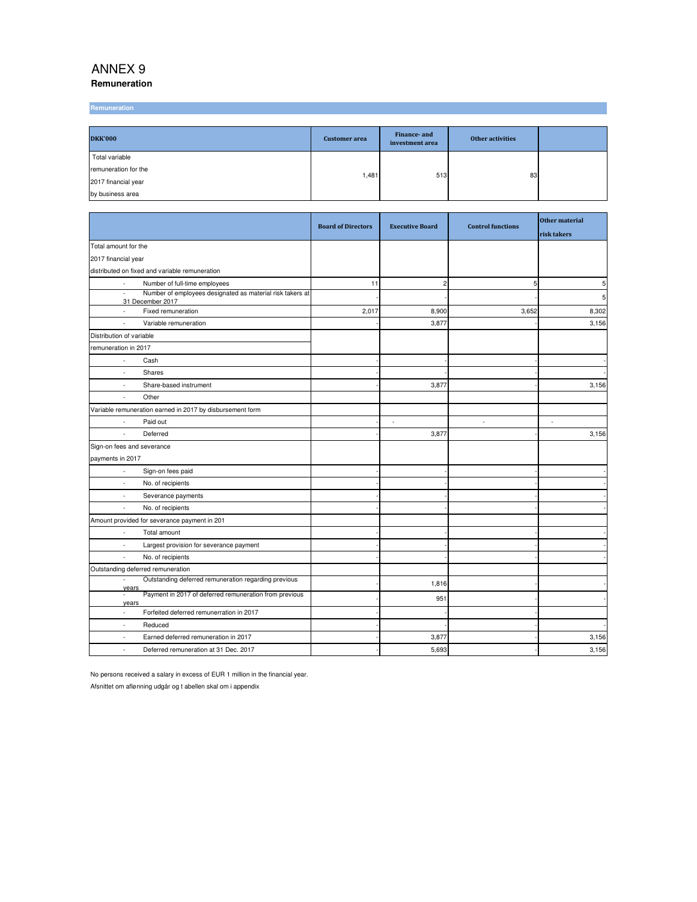# ANNEX 9

## Remuneration

**Remuneration**

| DKK'000 | Customer area | Finance- and investment area | Other activities | |
|---|---|---|---|---|
| Total variable remuneration for the 2017 financial year by business area | 1,481 | 513 | 83 | |

| | Board of Directors | Executive Board | Control functions | Other material risk takers |
|---|---|---|---|---|
| Total amount for the 2017 financial year distributed on fixed and variable remuneration | | | | |
| - Number of full-time employees | 11 | 2 | 5 | 5 |
| - Number of employees designated as material risk takers at 31 December 2017 | - | - | - | 5 |
| - Fixed remuneration | 2,017 | 8,900 | 3,652 | 8,302 |
| - Variable remuneration | - | 3,877 | - | 3,156 |
| Distribution of variable remuneration in 2017 | | | | |
| - Cash | - | - | - | - |
| - Shares | - | - | - | - |
| - Share-based instrument | - | 3,877 | - | 3,156 |
| - Other | | | | |
| Variable remuneration earned in 2017 by disbursement form | | | | |
| - Paid out | - | - | - | - |
| - Deferred | - | 3,877 | - | 3,156 |
| Sign-on fees and severance payments in 2017 | | | | |
| - Sign-on fees paid | - | - | - | - |
| - No. of recipients | - | - | - | - |
| - Severance payments | - | - | - | - |
| - No. of recipients | - | - | - | - |
| Amount provided for severance payment in 201 | | | | |
| - Total amount | - | - | - | - |
| - Largest provision for severance payment | - | - | - | - |
| - No. of recipients | - | - | - | - |
| Outstanding deferred remuneration | | | | |
| - Outstanding deferred remuneration regarding previous years | - | 1,816 | - | - |
| - Payment in 2017 of deferred remuneration from previous years | - | 951 | - | - |
| - Forfeited deferred remunerration in 2017 | - | - | - | |
| - Reduced | - | - | - | - |
| - Earned deferred remuneration in 2017 | - | 3,877 | - | 3,156 |
| - Deferred remuneration at 31 Dec. 2017 | - | 5,693 | - | 3,156 |

No persons received a salary in excess of EUR 1 million in the financial year.

Afsnittet om aflønning udgår og t abellen skal om i appendix